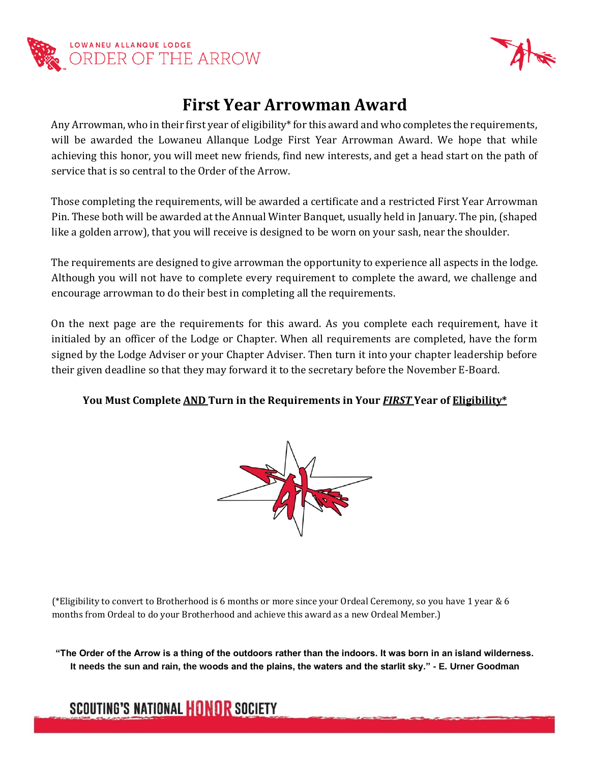LOWANEU ALLANQUE LODGE
ORDER OF THE ARROW

# First Year Arrowman Award

Any Arrowman, who in their first year of eligibility* for this award and who completes the requirements, will be awarded the Lowaneu Allanque Lodge First Year Arrowman Award. We hope that while achieving this honor, you will meet new friends, find new interests, and get a head start on the path of service that is so central to the Order of the Arrow.

Those completing the requirements, will be awarded a certificate and a restricted First Year Arrowman Pin. These both will be awarded at the Annual Winter Banquet, usually held in January. The pin, (shaped like a golden arrow), that you will receive is designed to be worn on your sash, near the shoulder.

The requirements are designed to give arrowman the opportunity to experience all aspects in the lodge. Although you will not have to complete every requirement to complete the award, we challenge and encourage arrowman to do their best in completing all the requirements.

On the next page are the requirements for this award. As you complete each requirement, have it initialed by an officer of the Lodge or Chapter. When all requirements are completed, have the form signed by the Lodge Adviser or your Chapter Adviser. Then turn it into your chapter leadership before their given deadline so that they may forward it to the secretary before the November E-Board.

**You Must Complete AND Turn in the Requirements in Your *FIRST* Year of Eligibility***

(*Eligibility to convert to Brotherhood is 6 months or more since your Ordeal Ceremony, so you have 1 year & 6 months from Ordeal to do your Brotherhood and achieve this award as a new Ordeal Member.)

**"The Order of the Arrow is a thing of the outdoors rather than the indoors. It was born in an island wilderness. It needs the sun and rain, the woods and the plains, the waters and the starlit sky." - E. Urner Goodman**

SCOUTING'S NATIONAL HONOR SOCIETY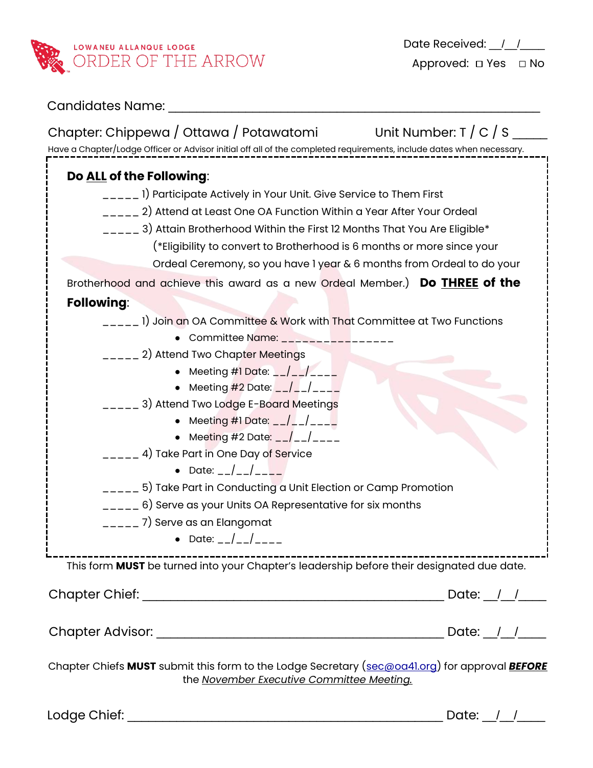LOWANEU ALLANQUE LODGE
ORDER OF THE ARROW

Date Received: __/__/____
Approved: ☐ Yes ☐ No

Candidates Name: ____________________________________________________

Chapter: Chippewa / Ottawa / Potawatomi    Unit Number: T / C / S _____

Have a Chapter/Lodge Officer or Advisor initial off all of the completed requirements, include dates when necessary.

**Do ALL of the Following**:

_____ 1) Participate Actively in Your Unit. Give Service to Them First

_____ 2) Attend at Least One OA Function Within a Year After Your Ordeal

_____ 3) Attain Brotherhood Within the First 12 Months That You Are Eligible*

(*Eligibility to convert to Brotherhood is 6 months or more since your Ordeal Ceremony, so you have 1 year & 6 months from Ordeal to do your Brotherhood and achieve this award as a new Ordeal Member.)

**Do THREE of the Following**:

_____ 1) Join an OA Committee & Work with That Committee at Two Functions
- Committee Name: _________________

_____ 2) Attend Two Chapter Meetings
- Meeting #1 Date: __/__/____
- Meeting #2 Date: __/__/____

_____ 3) Attend Two Lodge E-Board Meetings
- Meeting #1 Date: __/__/____
- Meeting #2 Date: __/__/____

_____ 4) Take Part in One Day of Service
- Date: __/__/____

_____ 5) Take Part in Conducting a Unit Election or Camp Promotion

_____ 6) Serve as your Units OA Representative for six months

_____ 7) Serve as an Elangomat
- Date: __/__/____

This form **MUST** be turned into your Chapter's leadership before their designated due date.

Chapter Chief: ____________________________________________ Date: __/__/____

Chapter Advisor: __________________________________________ Date: __/__/____

Chapter Chiefs **MUST** submit this form to the Lodge Secretary (sec@oa41.org) for approval ***BEFORE*** the *November Executive Committee Meeting.*

Lodge Chief: _____________________________________________ Date: __/__/____